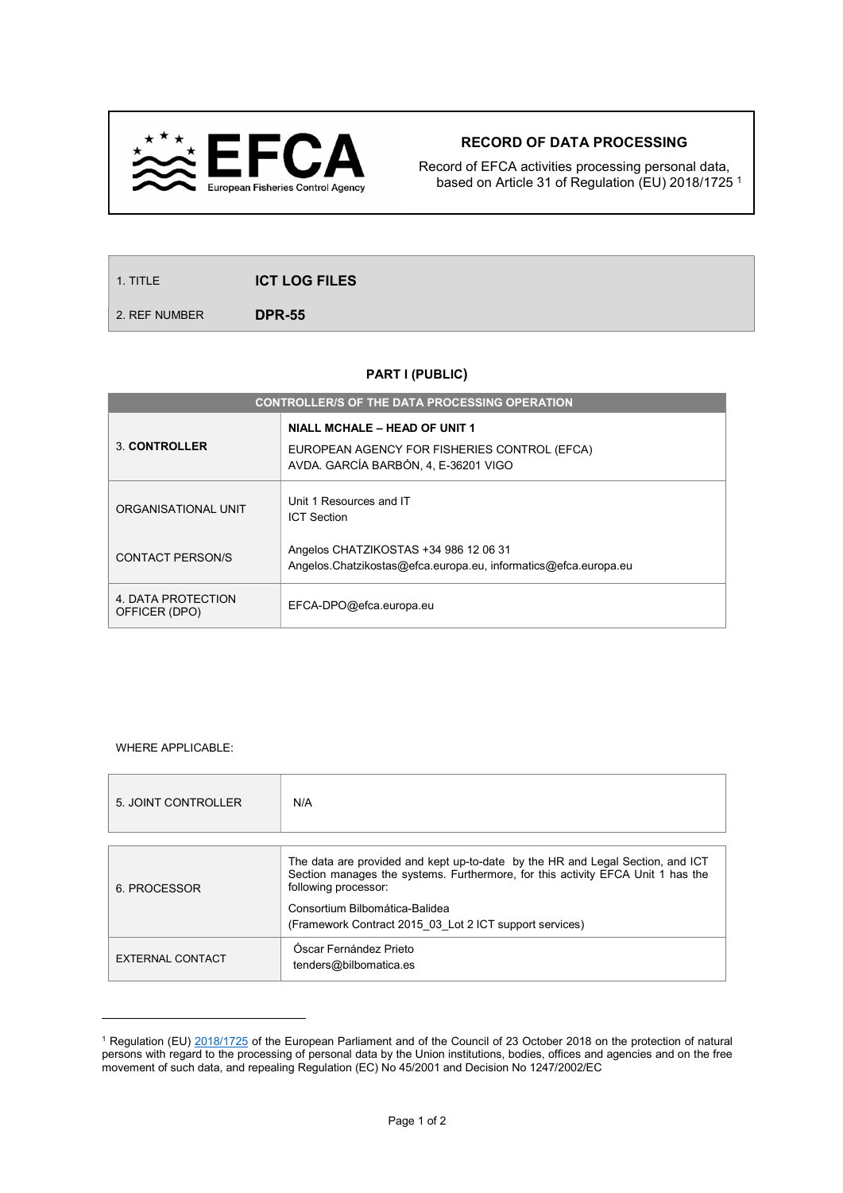**EFCA** European Fisheries Control Agency

## RECORD OF DATA PROCESSING

Record of EFCA activities processing personal data, based on Article 31 of Regulation (EU) 2018/1725 [1]

| | |
|---|---|
| 1. TITLE | **ICT LOG FILES** |
| 2. REF NUMBER | **DPR-55** |

### PART I (PUBLIC)

| CONTROLLER/S OF THE DATA PROCESSING OPERATION | |
|---|---|
| 3. **CONTROLLER** | **NIALL MCHALE – HEAD OF UNIT 1**<br>EUROPEAN AGENCY FOR FISHERIES CONTROL (EFCA)<br>AVDA. GARCÍA BARBÓN, 4, E-36201 VIGO |
| ORGANISATIONAL UNIT | Unit 1 Resources and IT<br>ICT Section |
| CONTACT PERSON/S | Angelos CHATZIKOSTAS +34 986 12 06 31<br>Angelos.Chatzikostas@efca.europa.eu, informatics@efca.europa.eu |
| 4. DATA PROTECTION OFFICER (DPO) | EFCA-DPO@efca.europa.eu |

WHERE APPLICABLE:

| | |
|---|---|
| 5. JOINT CONTROLLER | N/A |

| | |
|---|---|
| 6. PROCESSOR | The data are provided and kept up-to-date by the HR and Legal Section, and ICT Section manages the systems. Furthermore, for this activity EFCA Unit 1 has the following processor:<br>Consortium Bilbomática-Balidea<br>(Framework Contract 2015_03_Lot 2 ICT support services) |
| EXTERNAL CONTACT | Óscar Fernández Prieto<br>tenders@bilbomatica.es |

[1] Regulation (EU) 2018/1725 of the European Parliament and of the Council of 23 October 2018 on the protection of natural persons with regard to the processing of personal data by the Union institutions, bodies, offices and agencies and on the free movement of such data, and repealing Regulation (EC) No 45/2001 and Decision No 1247/2002/EC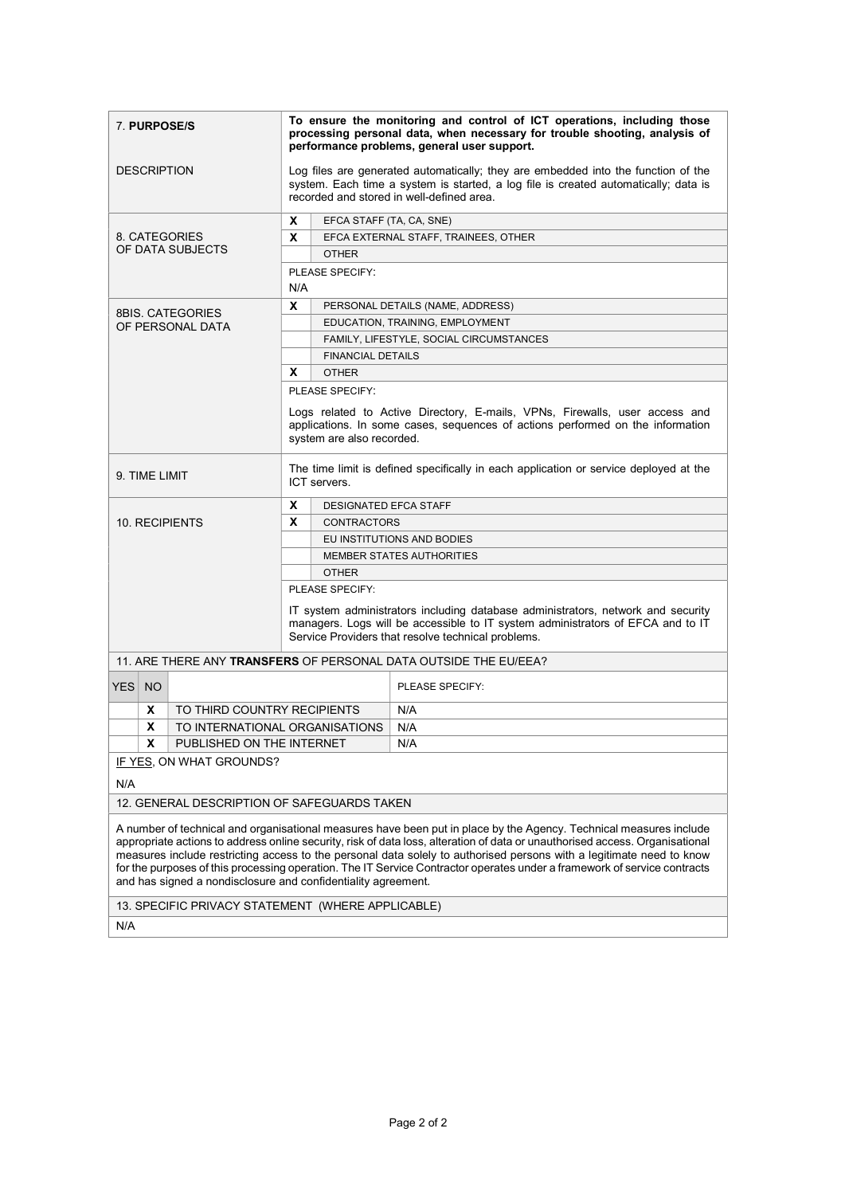| | | |
|---|---|---|
| 7. **PURPOSE/S** | **To ensure the monitoring and control of ICT operations, including those processing personal data, when necessary for trouble shooting, analysis of performance problems, general user support.** | |
| DESCRIPTION | Log files are generated automatically; they are embedded into the function of the system. Each time a system is started, a log file is created automatically; data is recorded and stored in well-defined area. | |
| 8. CATEGORIES OF DATA SUBJECTS | X | EFCA STAFF (TA, CA, SNE) |
| | X | EFCA EXTERNAL STAFF, TRAINEES, OTHER |
| | | OTHER |
| | PLEASE SPECIFY: N/A | |
| 8BIS. CATEGORIES OF PERSONAL DATA | X | PERSONAL DETAILS (NAME, ADDRESS) |
| | | EDUCATION, TRAINING, EMPLOYMENT |
| | | FAMILY, LIFESTYLE, SOCIAL CIRCUMSTANCES |
| | | FINANCIAL DETAILS |
| | X | OTHER |
| | PLEASE SPECIFY: Logs related to Active Directory, E-mails, VPNs, Firewalls, user access and applications. In some cases, sequences of actions performed on the information system are also recorded. | |
| 9. TIME LIMIT | The time limit is defined specifically in each application or service deployed at the ICT servers. | |
| 10. RECIPIENTS | X | DESIGNATED EFCA STAFF |
| | X | CONTRACTORS |
| | | EU INSTITUTIONS AND BODIES |
| | | MEMBER STATES AUTHORITIES |
| | | OTHER |
| | PLEASE SPECIFY: IT system administrators including database administrators, network and security managers. Logs will be accessible to IT system administrators of EFCA and to IT Service Providers that resolve technical problems. | |

11. ARE THERE ANY **TRANSFERS** OF PERSONAL DATA OUTSIDE THE EU/EEA?

| YES | NO | | PLEASE SPECIFY: |
|---|---|---|---|
| | X | TO THIRD COUNTRY RECIPIENTS | N/A |
| | X | TO INTERNATIONAL ORGANISATIONS | N/A |
| | X | PUBLISHED ON THE INTERNET | N/A |

IF YES, ON WHAT GROUNDS?

N/A

12. GENERAL DESCRIPTION OF SAFEGUARDS TAKEN

A number of technical and organisational measures have been put in place by the Agency. Technical measures include appropriate actions to address online security, risk of data loss, alteration of data or unauthorised access. Organisational measures include restricting access to the personal data solely to authorised persons with a legitimate need to know for the purposes of this processing operation. The IT Service Contractor operates under a framework of service contracts and has signed a nondisclosure and confidentiality agreement.

13. SPECIFIC PRIVACY STATEMENT (WHERE APPLICABLE)

N/A